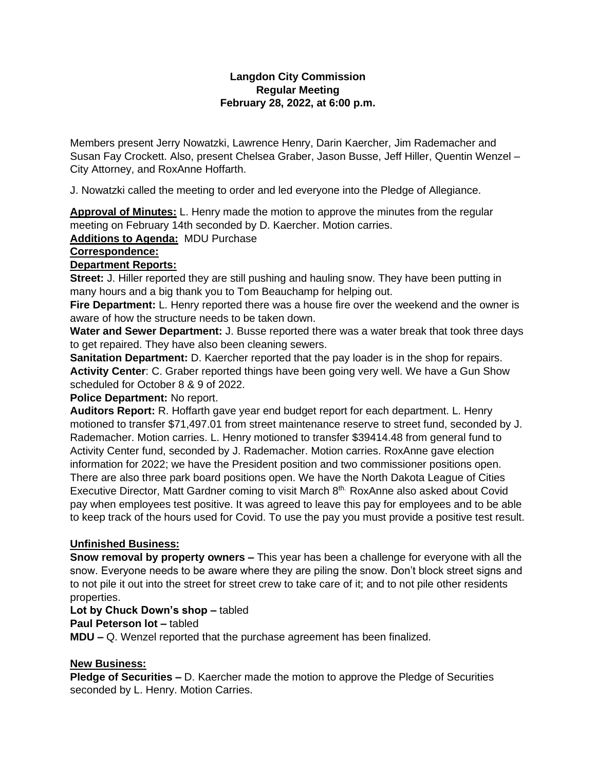**Langdon City Commission**
**Regular Meeting**
**February 28, 2022, at 6:00 p.m.**

Members present Jerry Nowatzki, Lawrence Henry, Darin Kaercher, Jim Rademacher and Susan Fay Crockett. Also, present Chelsea Graber, Jason Busse, Jeff Hiller, Quentin Wenzel – City Attorney, and RoxAnne Hoffarth.

J. Nowatzki called the meeting to order and led everyone into the Pledge of Allegiance.

**Approval of Minutes:** L. Henry made the motion to approve the minutes from the regular meeting on February 14th seconded by D. Kaercher. Motion carries.

**Additions to Agenda:** MDU Purchase

**Correspondence:**

**Department Reports:**

**Street:** J. Hiller reported they are still pushing and hauling snow. They have been putting in many hours and a big thank you to Tom Beauchamp for helping out.

**Fire Department:** L. Henry reported there was a house fire over the weekend and the owner is aware of how the structure needs to be taken down.

**Water and Sewer Department:** J. Busse reported there was a water break that took three days to get repaired. They have also been cleaning sewers.

**Sanitation Department:** D. Kaercher reported that the pay loader is in the shop for repairs.

**Activity Center**: C. Graber reported things have been going very well. We have a Gun Show scheduled for October 8 & 9 of 2022.

**Police Department:** No report.

**Auditors Report:** R. Hoffarth gave year end budget report for each department. L. Henry motioned to transfer $71,497.01 from street maintenance reserve to street fund, seconded by J. Rademacher. Motion carries. L. Henry motioned to transfer $39414.48 from general fund to Activity Center fund, seconded by J. Rademacher. Motion carries. RoxAnne gave election information for 2022; we have the President position and two commissioner positions open. There are also three park board positions open. We have the North Dakota League of Cities Executive Director, Matt Gardner coming to visit March 8th. RoxAnne also asked about Covid pay when employees test positive. It was agreed to leave this pay for employees and to be able to keep track of the hours used for Covid. To use the pay you must provide a positive test result.

**Unfinished Business:**

**Snow removal by property owners –** This year has been a challenge for everyone with all the snow. Everyone needs to be aware where they are piling the snow. Don't block street signs and to not pile it out into the street for street crew to take care of it; and to not pile other residents properties.

**Lot by Chuck Down's shop –** tabled

**Paul Peterson lot –** tabled

**MDU –** Q. Wenzel reported that the purchase agreement has been finalized.

**New Business:**

**Pledge of Securities –** D. Kaercher made the motion to approve the Pledge of Securities seconded by L. Henry. Motion Carries.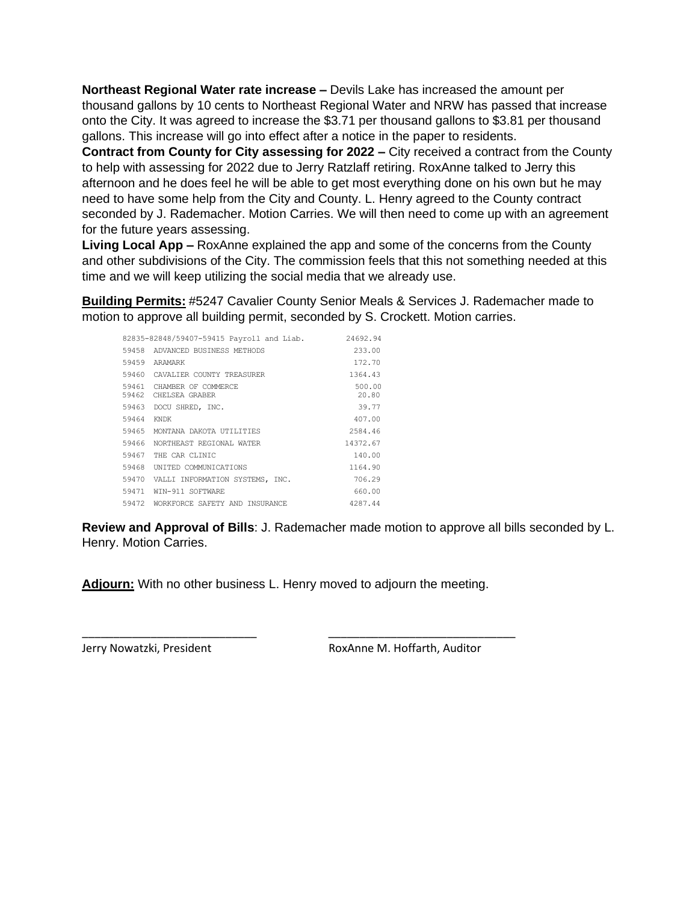**Northeast Regional Water rate increase –** Devils Lake has increased the amount per thousand gallons by 10 cents to Northeast Regional Water and NRW has passed that increase onto the City. It was agreed to increase the $3.71 per thousand gallons to $3.81 per thousand gallons. This increase will go into effect after a notice in the paper to residents.

**Contract from County for City assessing for 2022 –** City received a contract from the County to help with assessing for 2022 due to Jerry Ratzlaff retiring. RoxAnne talked to Jerry this afternoon and he does feel he will be able to get most everything done on his own but he may need to have some help from the City and County. L. Henry agreed to the County contract seconded by J. Rademacher. Motion Carries. We will then need to come up with an agreement for the future years assessing.

**Living Local App –** RoxAnne explained the app and some of the concerns from the County and other subdivisions of the City. The commission feels that this not something needed at this time and we will keep utilizing the social media that we already use.

**Building Permits:** #5247 Cavalier County Senior Meals & Services J. Rademacher made to motion to approve all building permit, seconded by S. Crockett. Motion carries.

| | | |
|---|---|---|
| 82835-82848/59407-59415 | Payroll and Liab. | 24692.94 |
| 59458 | ADVANCED BUSINESS METHODS | 233.00 |
| 59459 | ARAMARK | 172.70 |
| 59460 | CAVALIER COUNTY TREASURER | 1364.43 |
| 59461 | CHAMBER OF COMMERCE | 500.00 |
| 59462 | CHELSEA GRABER | 20.80 |
| 59463 | DOCU SHRED, INC. | 39.77 |
| 59464 | KNDK | 407.00 |
| 59465 | MONTANA DAKOTA UTILITIES | 2584.46 |
| 59466 | NORTHEAST REGIONAL WATER | 14372.67 |
| 59467 | THE CAR CLINIC | 140.00 |
| 59468 | UNITED COMMUNICATIONS | 1164.90 |
| 59470 | VALLI INFORMATION SYSTEMS, INC. | 706.29 |
| 59471 | WIN-911 SOFTWARE | 660.00 |
| 59472 | WORKFORCE SAFETY AND INSURANCE | 4287.44 |

**Review and Approval of Bills**: J. Rademacher made motion to approve all bills seconded by L. Henry. Motion Carries.

**Adjourn:** With no other business L. Henry moved to adjourn the meeting.

\_\_\_\_\_\_\_\_\_\_\_\_\_\_\_\_\_\_\_\_\_\_\_\_\_\_\_\_ \_\_\_\_\_\_\_\_\_\_\_\_\_\_\_\_\_\_\_\_\_\_\_\_\_\_\_\_\_\_

Jerry Nowatzki, President RoxAnne M. Hoffarth, Auditor